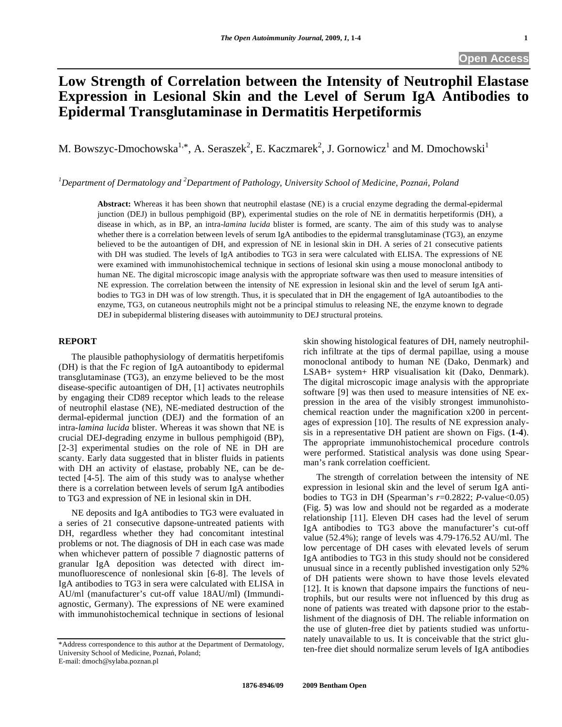Open Access

# Low Strength of Correlation between the Intensity of Neutrophil Elastase Expression in Lesional Skin and the Level of Serum IgA Antibodies to Epidermal Transglutaminase in Dermatitis Herpetiformis

M. Bowszyc-Dmochowska[1,*], A. Seraszek[2], E. Kaczmarek[2], J. Gornowicz[1] and M. Dmochowski[1]

[1]*Department of Dermatology and* [2]*Department of Pathology, University School of Medicine, Poznań, Poland*

**Abstract:** Whereas it has been shown that neutrophil elastase (NE) is a crucial enzyme degrading the dermal-epidermal junction (DEJ) in bullous pemphigoid (BP), experimental studies on the role of NE in dermatitis herpetiformis (DH), a disease in which, as in BP, an intra-*lamina lucida* blister is formed, are scanty. The aim of this study was to analyse whether there is a correlation between levels of serum IgA antibodies to the epidermal transglutaminase (TG3), an enzyme believed to be the autoantigen of DH, and expression of NE in lesional skin in DH. A series of 21 consecutive patients with DH was studied. The levels of IgA antibodies to TG3 in sera were calculated with ELISA. The expressions of NE were examined with immunohistochemical technique in sections of lesional skin using a mouse monoclonal antibody to human NE. The digital microscopic image analysis with the appropriate software was then used to measure intensities of NE expression. The correlation between the intensity of NE expression in lesional skin and the level of serum IgA antibodies to TG3 in DH was of low strength. Thus, it is speculated that in DH the engagement of IgA autoantibodies to the enzyme, TG3, on cutaneous neutrophils might not be a principal stimulus to releasing NE, the enzyme known to degrade DEJ in subepidermal blistering diseases with autoimmunity to DEJ structural proteins.

## REPORT

The plausible pathophysiology of dermatitis herpetifomis (DH) is that the Fc region of IgA autoantibody to epidermal transglutaminase (TG3), an enzyme believed to be the most disease-specific autoantigen of DH, [1] activates neutrophils by engaging their CD89 receptor which leads to the release of neutrophil elastase (NE), NE-mediated destruction of the dermal-epidermal junction (DEJ) and the formation of an intra-*lamina lucida* blister. Whereas it was shown that NE is crucial DEJ-degrading enzyme in bullous pemphigoid (BP), [2-3] experimental studies on the role of NE in DH are scanty. Early data suggested that in blister fluids in patients with DH an activity of elastase, probably NE, can be detected [4-5]. The aim of this study was to analyse whether there is a correlation between levels of serum IgA antibodies to TG3 and expression of NE in lesional skin in DH.

NE deposits and IgA antibodies to TG3 were evaluated in a series of 21 consecutive dapsone-untreated patients with DH, regardless whether they had concomitant intestinal problems or not. The diagnosis of DH in each case was made when whichever pattern of possible 7 diagnostic patterns of granular IgA deposition was detected with direct immunofluorescence of nonlesional skin [6-8]. The levels of IgA antibodies to TG3 in sera were calculated with ELISA in AU/ml (manufacturer's cut-off value 18AU/ml) (Immundiagnostic, Germany). The expressions of NE were examined with immunohistochemical technique in sections of lesional skin showing histological features of DH, namely neutrophil-rich infiltrate at the tips of dermal papillae, using a mouse monoclonal antibody to human NE (Dako, Denmark) and LSAB+ system+ HRP visualisation kit (Dako, Denmark). The digital microscopic image analysis with the appropriate software [9] was then used to measure intensities of NE expression in the area of the visibly strongest immunohistochemical reaction under the magnification x200 in percentages of expression [10]. The results of NE expression analysis in a representative DH patient are shown on Figs. (**1-4**). The appropriate immunohistochemical procedure controls were performed. Statistical analysis was done using Spearman's rank correlation coefficient.

The strength of correlation between the intensity of NE expression in lesional skin and the level of serum IgA antibodies to TG3 in DH (Spearman's $r$=0.2822; $P$-value<0.05) (Fig. **5**) was low and should not be regarded as a moderate relationship [11]. Eleven DH cases had the level of serum IgA antibodies to TG3 above the manufacturer's cut-off value (52.4%); range of levels was 4.79-176.52 AU/ml. The low percentage of DH cases with elevated levels of serum IgA antibodies to TG3 in this study should not be considered unusual since in a recently published investigation only 52% of DH patients were shown to have those levels elevated [12]. It is known that dapsone impairs the functions of neutrophils, but our results were not influenced by this drug as none of patients was treated with dapsone prior to the establishment of the diagnosis of DH. The reliable information on the use of gluten-free diet by patients studied was unfortunately unavailable to us. It is conceivable that the strict gluten-free diet should normalize serum levels of IgA antibodies

*Address correspondence to this author at the Department of Dermatology, University School of Medicine, Poznań, Poland;
E-mail: dmoch@sylaba.poznan.pl

1876-8946/09 2009 Bentham Open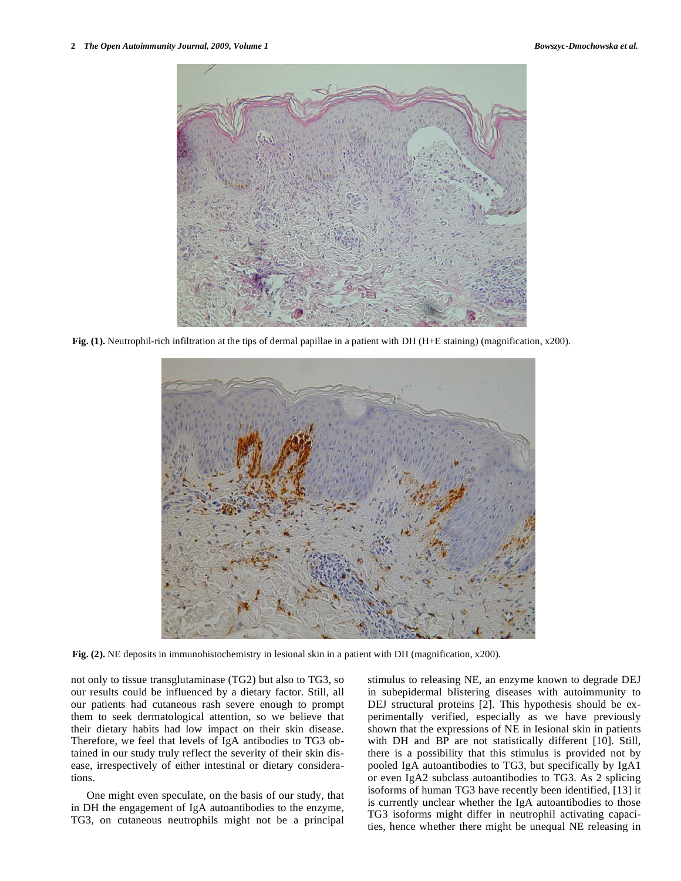Fig. (1). Neutrophil-rich infiltration at the tips of dermal papillae in a patient with DH (H+E staining) (magnification, x200).

Fig. (2). NE deposits in immunohistochemistry in lesional skin in a patient with DH (magnification, x200).

not only to tissue transglutaminase (TG2) but also to TG3, so our results could be influenced by a dietary factor. Still, all our patients had cutaneous rash severe enough to prompt them to seek dermatological attention, so we believe that their dietary habits had low impact on their skin disease. Therefore, we feel that levels of IgA antibodies to TG3 obtained in our study truly reflect the severity of their skin disease, irrespectively of either intestinal or dietary considerations.

One might even speculate, on the basis of our study, that in DH the engagement of IgA autoantibodies to the enzyme, TG3, on cutaneous neutrophils might not be a principal stimulus to releasing NE, an enzyme known to degrade DEJ in subepidermal blistering diseases with autoimmunity to DEJ structural proteins [2]. This hypothesis should be experimentally verified, especially as we have previously shown that the expressions of NE in lesional skin in patients with DH and BP are not statistically different [10]. Still, there is a possibility that this stimulus is provided not by pooled IgA autoantibodies to TG3, but specifically by IgA1 or even IgA2 subclass autoantibodies to TG3. As 2 splicing isoforms of human TG3 have recently been identified, [13] it is currently unclear whether the IgA autoantibodies to those TG3 isoforms might differ in neutrophil activating capacities, hence whether there might be unequal NE releasing in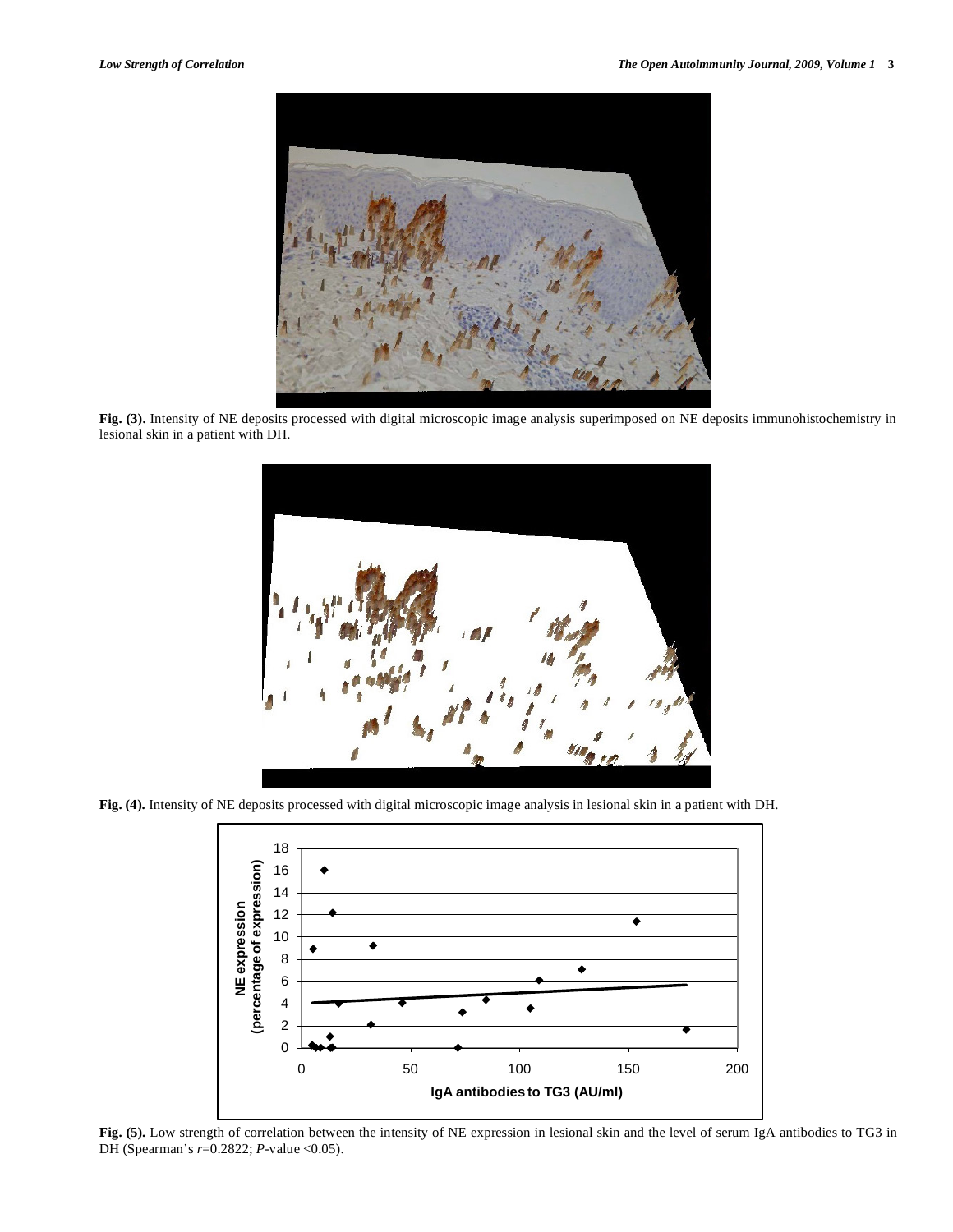**Fig. (3).** Intensity of NE deposits processed with digital microscopic image analysis superimposed on NE deposits immunohistochemistry in lesional skin in a patient with DH.

**Fig. (4).** Intensity of NE deposits processed with digital microscopic image analysis in lesional skin in a patient with DH.

**Fig. (5).** Low strength of correlation between the intensity of NE expression in lesional skin and the level of serum IgA antibodies to TG3 in DH (Spearman's $r$=0.2822; $P$-value <0.05).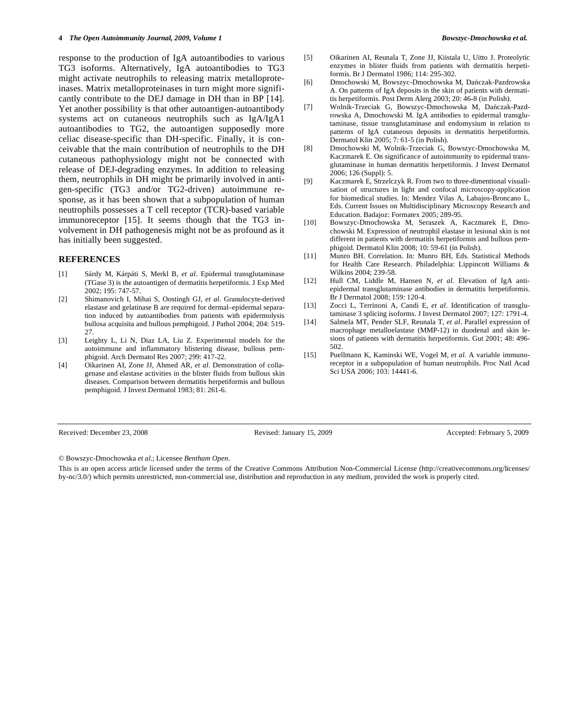response to the production of IgA autoantibodies to various TG3 isoforms. Alternatively, IgA autoantibodies to TG3 might activate neutrophils to releasing matrix metalloproteinases. Matrix metalloproteinases in turn might more significantly contribute to the DEJ damage in DH than in BP [14]. Yet another possibility is that other autoantigen-autoantibody systems act on cutaneous neutrophils such as IgA/IgA1 autoantibodies to TG2, the autoantigen supposedly more celiac disease-specific than DH-specific. Finally, it is conceivable that the main contribution of neutrophils to the DH cutaneous pathophysiology might not be connected with release of DEJ-degrading enzymes. In addition to releasing them, neutrophils in DH might be primarily involved in antigen-specific (TG3 and/or TG2-driven) autoimmune response, as it has been shown that a subpopulation of human neutrophils possesses a T cell receptor (TCR)-based variable immunoreceptor [15]. It seems though that the TG3 involvement in DH pathogenesis might not be as profound as it has initially been suggested.

## REFERENCES

[1] Sárdy M, Kárpáti S, Merkl B, *et al*. Epidermal transglutaminase (TGase 3) is the autoantigen of dermatitis herpetiformis. J Exp Med 2002; 195: 747-57.

[2] Shimanovich I, Mihai S, Oostingh GJ, *et al*. Granulocyte-derived elastase and gelatinase B are required for dermal–epidermal separation induced by autoantibodies from patients with epidermolysis bullosa acquisita and bullous pemphigoid. J Pathol 2004; 204: 519-27.

[3] Leighty L, Li N, Diaz LA, Liu Z. Experimental models for the autoimmune and inflammatory blistering disease, bullous pemphigoid. Arch Dermatol Res 2007; 299: 417-22.

[4] Oikarinen AI, Zone JJ, Ahmed AR, *et al*. Demonstration of collagenase and elastase activities in the blister fluids from bullous skin diseases. Comparison between dermatitis herpetiformis and bullous pemphigoid. J Invest Dermatol 1983; 81: 261-6.

[5] Oikarinen AI, Reunala T, Zone JJ, Kiistala U, Uitto J. Proteolytic enzymes in blister fluids from patients with dermatitis herpetiformis. Br J Dermatol 1986; 114: 295-302.

[6] Dmochowski M, Bowszyc-Dmochowska M, Dańczak-Pazdrowska A. On patterns of IgA deposits in the skin of patients with dermatitis herpetiformis. Post Derm Alerg 2003; 20: 46-8 (in Polish).

[7] Wolnik-Trzeciak G, Bowszyc-Dmochowska M, Dańczak-Pazdrowska A, Dmochowski M. IgA antibodies to epidermal transglutaminase, tissue transglutaminase and endomysium in relation to patterns of IgA cutaneous deposits in dermatitis herpetiformis. Dermatol Klin 2005; 7: 61-5 (in Polish).

[8] Dmochowski M, Wolnik-Trzeciak G, Bowszyc-Dmochowska M, Kaczmarek E. On significance of autoimmunity to epidermal transglutaminase in human dermatitis herpetiformis. J Invest Dermatol 2006; 126 (Suppl): 5.

[9] Kaczmarek E, Strzelczyk R. From two to three-dimentional visualisation of structures in light and confocal microscopy-application for biomedical studies. In: Mendez Vilas A, Labajos-Broncano L, Eds. Current Issues on Multidisciplinary Microscopy Research and Education. Badajoz: Formatex 2005; 289-95.

[10] Bowszyc-Dmochowska M, Seraszek A, Kaczmarek E, Dmochowski M. Expression of neutrophil elastase in lesional skin is not different in patients with dermatitis herpetiformis and bullous pemphigoid. Dermatol Klin 2008; 10: 59-61 (in Polish).

[11] Munro BH. Correlation. In: Munro BH, Eds. Statistical Methods for Health Care Research. Philadelphia: Lippincott Williams & Wilkins 2004; 239-58.

[12] Hull CM, Liddle M, Hansen N, *et al*. Elevation of IgA anti-epidermal transglutaminase antibodies in dermatitis herpetiformis. Br J Dermatol 2008; 159: 120-4.

[13] Zocci L, Terrinoni A, Candi E, *et al*. Identification of transglutaminase 3 splicing isoforms. J Invest Dermatol 2007; 127: 1791-4.

[14] Salmela MT, Pender SLF, Reunala T, *et al*. Parallel expression of macrophage metalloelastase (MMP-12) in duodenal and skin lesions of patients with dermatitis herpetiformis. Gut 2001; 48: 496-502.

[15] Puellmann K, Kaminski WE, Vogel M, *et al*. A variable immunoreceptor in a subpopulation of human neutrophils. Proc Natl Acad Sci USA 2006; 103: 14441-6.

Received: December 23, 2008 Revised: January 15, 2009 Accepted: February 5, 2009

© Bowszyc-Dmochowska *et al*.; Licensee *Bentham Open*.

This is an open access article licensed under the terms of the Creative Commons Attribution Non-Commercial License (http://creativecommons.org/licenses/by-nc/3.0/) which permits unrestricted, non-commercial use, distribution and reproduction in any medium, provided the work is properly cited.